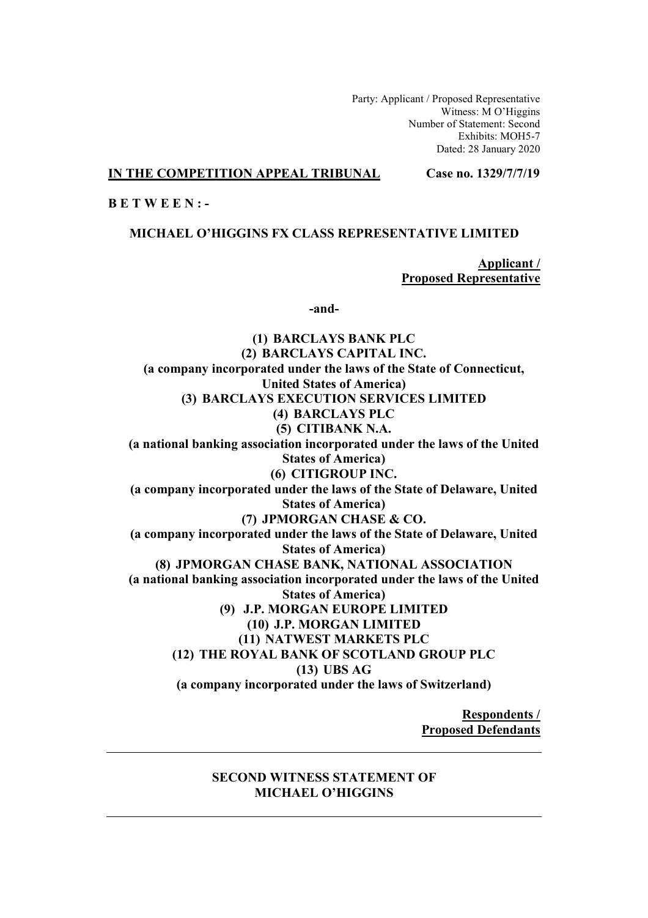Party: Applicant / Proposed Representative
Witness: M O'Higgins
Number of Statement: Second
Exhibits: MOH5-7
Dated: 28 January 2020

**IN THE COMPETITION APPEAL TRIBUNAL** **Case no. 1329/7/7/19**

**B E T W E E N : -**

**MICHAEL O'HIGGINS FX CLASS REPRESENTATIVE LIMITED**

**Applicant / Proposed Representative**

**-and-**

**(1) BARCLAYS BANK PLC**
**(2) BARCLAYS CAPITAL INC.**
**(a company incorporated under the laws of the State of Connecticut, United States of America)**
**(3) BARCLAYS EXECUTION SERVICES LIMITED**
**(4) BARCLAYS PLC**
**(5) CITIBANK N.A.**
**(a national banking association incorporated under the laws of the United States of America)**
**(6) CITIGROUP INC.**
**(a company incorporated under the laws of the State of Delaware, United States of America)**
**(7) JPMORGAN CHASE & CO.**
**(a company incorporated under the laws of the State of Delaware, United States of America)**
**(8) JPMORGAN CHASE BANK, NATIONAL ASSOCIATION**
**(a national banking association incorporated under the laws of the United States of America)**
**(9) J.P. MORGAN EUROPE LIMITED**
**(10) J.P. MORGAN LIMITED**
**(11) NATWEST MARKETS PLC**
**(12) THE ROYAL BANK OF SCOTLAND GROUP PLC**
**(13) UBS AG**
**(a company incorporated under the laws of Switzerland)**

**Respondents / Proposed Defendants**

---

**SECOND WITNESS STATEMENT OF MICHAEL O'HIGGINS**

---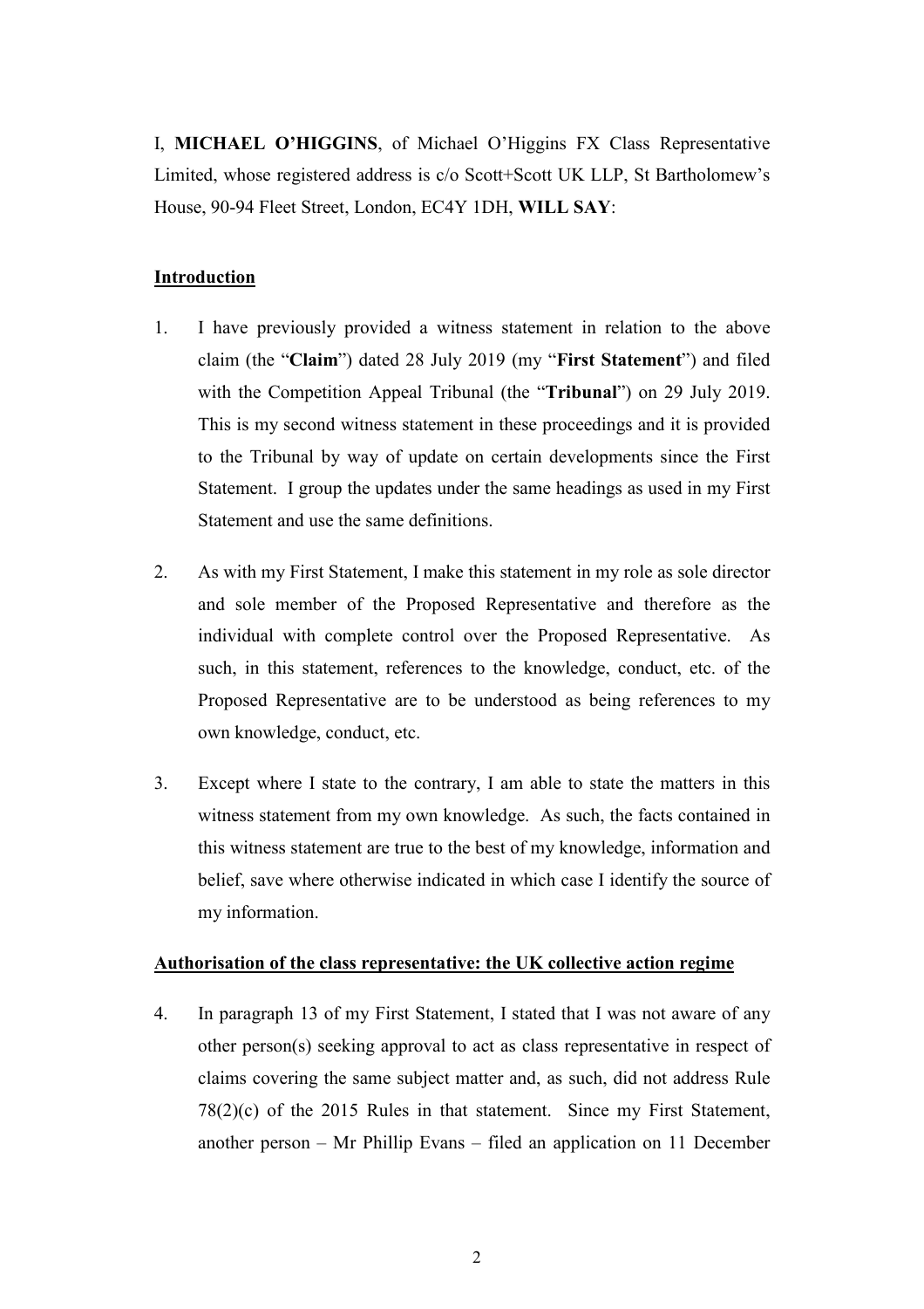I, **MICHAEL O'HIGGINS**, of Michael O'Higgins FX Class Representative Limited, whose registered address is c/o Scott+Scott UK LLP, St Bartholomew's House, 90-94 Fleet Street, London, EC4Y 1DH, **WILL SAY**:

## Introduction

1. I have previously provided a witness statement in relation to the above claim (the "**Claim**") dated 28 July 2019 (my "**First Statement**") and filed with the Competition Appeal Tribunal (the "**Tribunal**") on 29 July 2019. This is my second witness statement in these proceedings and it is provided to the Tribunal by way of update on certain developments since the First Statement. I group the updates under the same headings as used in my First Statement and use the same definitions.

2. As with my First Statement, I make this statement in my role as sole director and sole member of the Proposed Representative and therefore as the individual with complete control over the Proposed Representative. As such, in this statement, references to the knowledge, conduct, etc. of the Proposed Representative are to be understood as being references to my own knowledge, conduct, etc.

3. Except where I state to the contrary, I am able to state the matters in this witness statement from my own knowledge. As such, the facts contained in this witness statement are true to the best of my knowledge, information and belief, save where otherwise indicated in which case I identify the source of my information.

## Authorisation of the class representative: the UK collective action regime

4. In paragraph 13 of my First Statement, I stated that I was not aware of any other person(s) seeking approval to act as class representative in respect of claims covering the same subject matter and, as such, did not address Rule 78(2)(c) of the 2015 Rules in that statement. Since my First Statement, another person – Mr Phillip Evans – filed an application on 11 December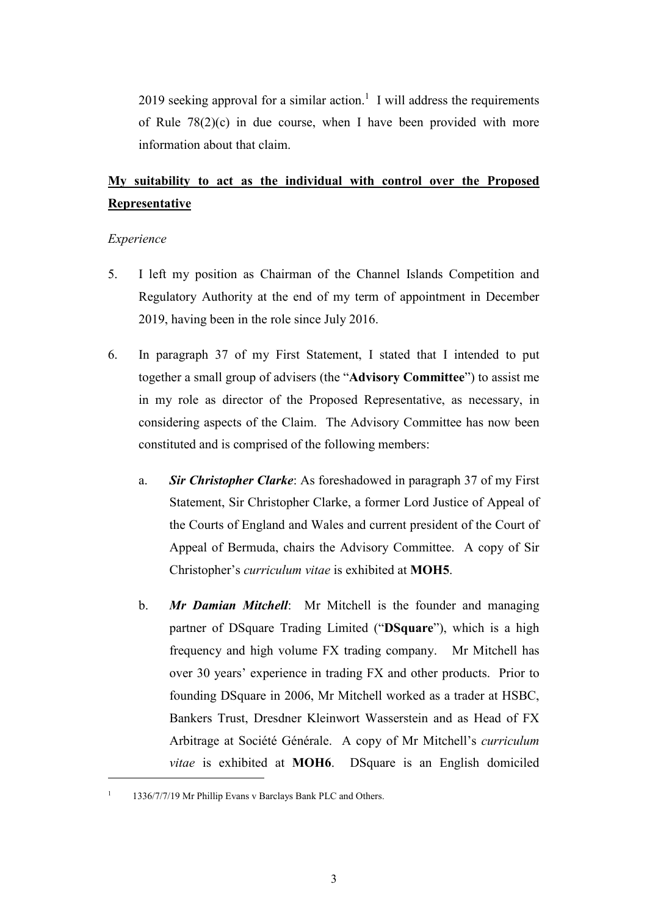2019 seeking approval for a similar action.[1] I will address the requirements of Rule 78(2)(c) in due course, when I have been provided with more information about that claim.

**My suitability to act as the individual with control over the Proposed Representative**

*Experience*

5. I left my position as Chairman of the Channel Islands Competition and Regulatory Authority at the end of my term of appointment in December 2019, having been in the role since July 2016.

6. In paragraph 37 of my First Statement, I stated that I intended to put together a small group of advisers (the "**Advisory Committee**") to assist me in my role as director of the Proposed Representative, as necessary, in considering aspects of the Claim. The Advisory Committee has now been constituted and is comprised of the following members:

   a. ***Sir Christopher Clarke***: As foreshadowed in paragraph 37 of my First Statement, Sir Christopher Clarke, a former Lord Justice of Appeal of the Courts of England and Wales and current president of the Court of Appeal of Bermuda, chairs the Advisory Committee. A copy of Sir Christopher's *curriculum vitae* is exhibited at **MOH5**.

   b. ***Mr Damian Mitchell***: Mr Mitchell is the founder and managing partner of DSquare Trading Limited ("**DSquare**"), which is a high frequency and high volume FX trading company. Mr Mitchell has over 30 years' experience in trading FX and other products. Prior to founding DSquare in 2006, Mr Mitchell worked as a trader at HSBC, Bankers Trust, Dresdner Kleinwort Wasserstein and as Head of FX Arbitrage at Société Générale. A copy of Mr Mitchell's *curriculum vitae* is exhibited at **MOH6**. DSquare is an English domiciled

---

[1] 1336/7/7/19 Mr Phillip Evans v Barclays Bank PLC and Others.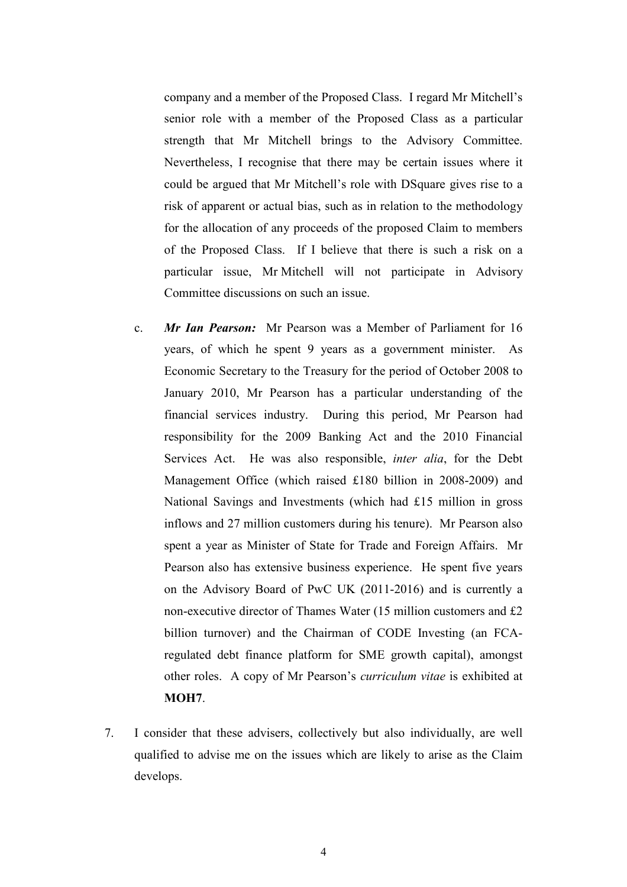company and a member of the Proposed Class. I regard Mr Mitchell's senior role with a member of the Proposed Class as a particular strength that Mr Mitchell brings to the Advisory Committee. Nevertheless, I recognise that there may be certain issues where it could be argued that Mr Mitchell's role with DSquare gives rise to a risk of apparent or actual bias, such as in relation to the methodology for the allocation of any proceeds of the proposed Claim to members of the Proposed Class. If I believe that there is such a risk on a particular issue, Mr Mitchell will not participate in Advisory Committee discussions on such an issue.

c. ***Mr Ian Pearson:*** Mr Pearson was a Member of Parliament for 16 years, of which he spent 9 years as a government minister. As Economic Secretary to the Treasury for the period of October 2008 to January 2010, Mr Pearson has a particular understanding of the financial services industry. During this period, Mr Pearson had responsibility for the 2009 Banking Act and the 2010 Financial Services Act. He was also responsible, *inter alia*, for the Debt Management Office (which raised £180 billion in 2008-2009) and National Savings and Investments (which had £15 million in gross inflows and 27 million customers during his tenure). Mr Pearson also spent a year as Minister of State for Trade and Foreign Affairs. Mr Pearson also has extensive business experience. He spent five years on the Advisory Board of PwC UK (2011-2016) and is currently a non-executive director of Thames Water (15 million customers and £2 billion turnover) and the Chairman of CODE Investing (an FCA-regulated debt finance platform for SME growth capital), amongst other roles. A copy of Mr Pearson's *curriculum vitae* is exhibited at **MOH7**.

7. I consider that these advisers, collectively but also individually, are well qualified to advise me on the issues which are likely to arise as the Claim develops.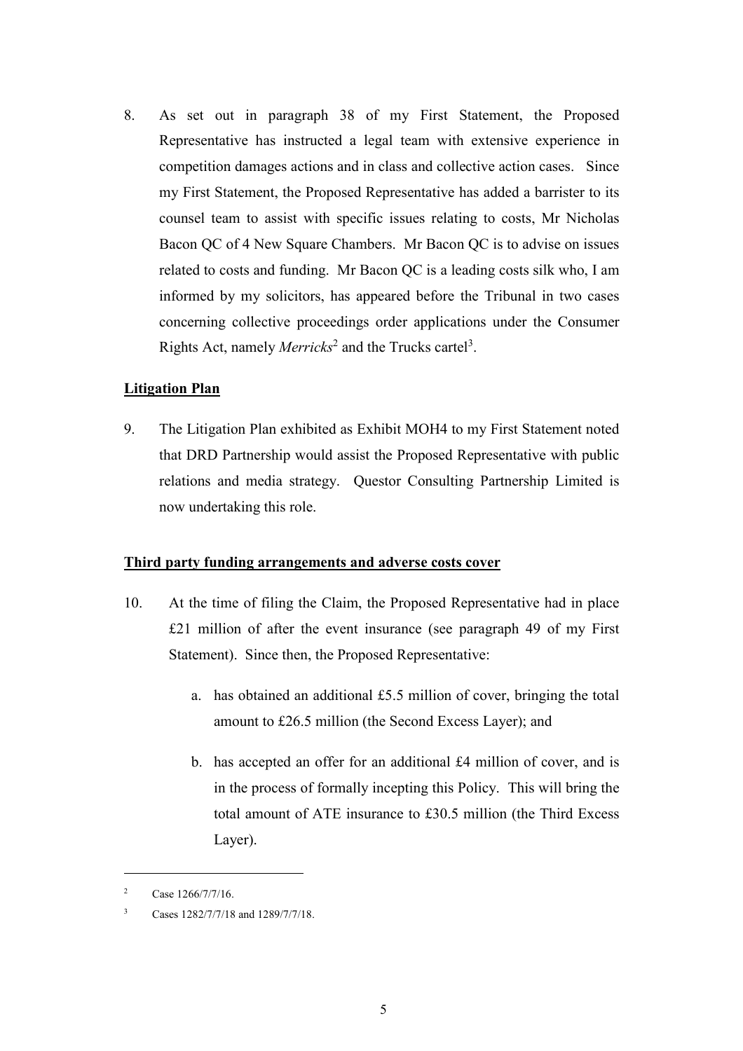8. As set out in paragraph 38 of my First Statement, the Proposed Representative has instructed a legal team with extensive experience in competition damages actions and in class and collective action cases. Since my First Statement, the Proposed Representative has added a barrister to its counsel team to assist with specific issues relating to costs, Mr Nicholas Bacon QC of 4 New Square Chambers. Mr Bacon QC is to advise on issues related to costs and funding. Mr Bacon QC is a leading costs silk who, I am informed by my solicitors, has appeared before the Tribunal in two cases concerning collective proceedings order applications under the Consumer Rights Act, namely *Merricks*[2] and the Trucks cartel[3].

**Litigation Plan**

9. The Litigation Plan exhibited as Exhibit MOH4 to my First Statement noted that DRD Partnership would assist the Proposed Representative with public relations and media strategy. Questor Consulting Partnership Limited is now undertaking this role.

**Third party funding arrangements and adverse costs cover**

10. At the time of filing the Claim, the Proposed Representative had in place £21 million of after the event insurance (see paragraph 49 of my First Statement). Since then, the Proposed Representative:

    a. has obtained an additional £5.5 million of cover, bringing the total amount to £26.5 million (the Second Excess Layer); and

    b. has accepted an offer for an additional £4 million of cover, and is in the process of formally incepting this Policy. This will bring the total amount of ATE insurance to £30.5 million (the Third Excess Layer).

---

[2] Case 1266/7/7/16.

[3] Cases 1282/7/7/18 and 1289/7/7/18.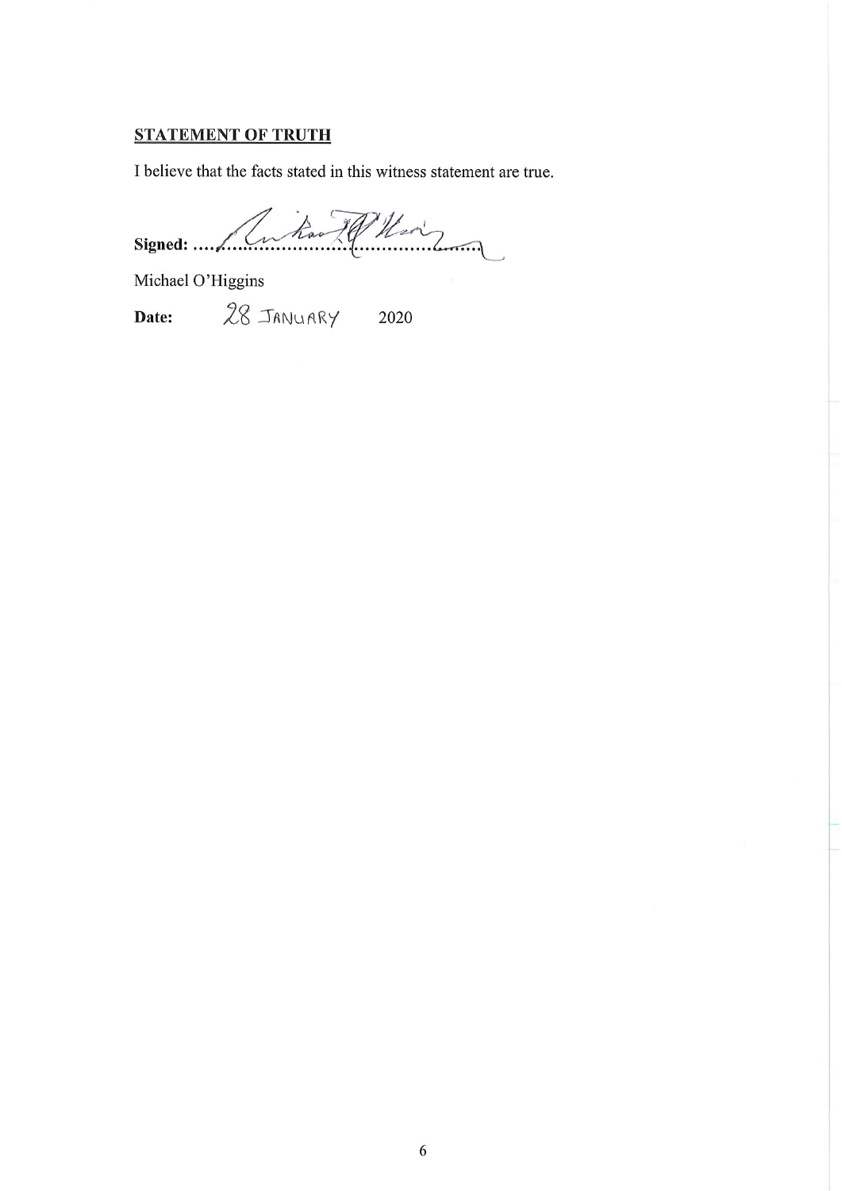## STATEMENT OF TRUTH

I believe that the facts stated in this witness statement are true.

**Signed:** ..............................................

Michael O'Higgins

**Date:** 28 JANUARY 2020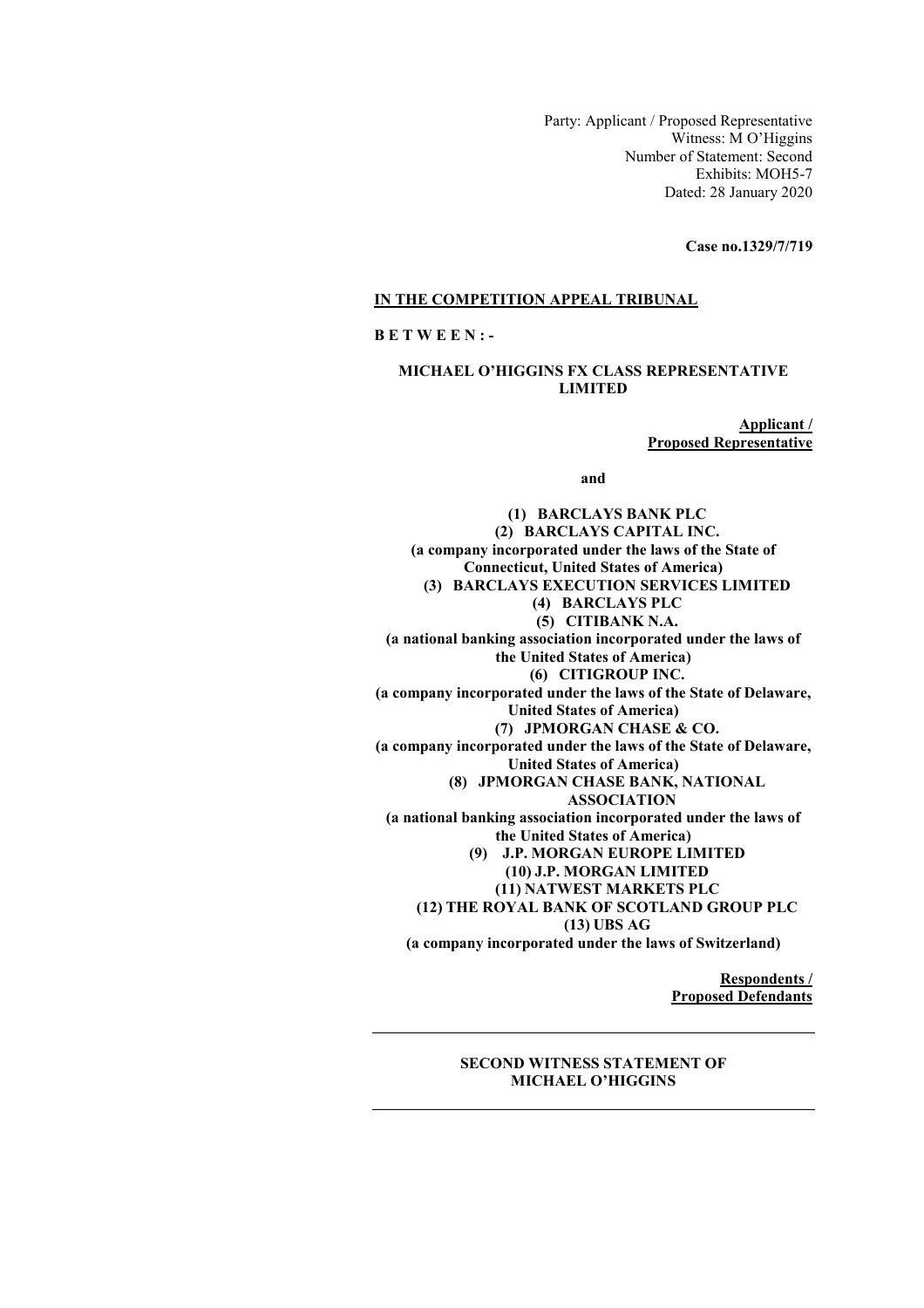Party: Applicant / Proposed Representative
Witness: M O'Higgins
Number of Statement: Second
Exhibits: MOH5-7
Dated: 28 January 2020

**Case no.1329/7/719**

**IN THE COMPETITION APPEAL TRIBUNAL**

**B E T W E E N : -**

**MICHAEL O'HIGGINS FX CLASS REPRESENTATIVE LIMITED**

**Applicant / Proposed Representative**

**and**

**(1) BARCLAYS BANK PLC**
**(2) BARCLAYS CAPITAL INC.**
**(a company incorporated under the laws of the State of Connecticut, United States of America)**
**(3) BARCLAYS EXECUTION SERVICES LIMITED**
**(4) BARCLAYS PLC**
**(5) CITIBANK N.A.**
**(a national banking association incorporated under the laws of the United States of America)**
**(6) CITIGROUP INC.**
**(a company incorporated under the laws of the State of Delaware, United States of America)**
**(7) JPMORGAN CHASE & CO.**
**(a company incorporated under the laws of the State of Delaware, United States of America)**
**(8) JPMORGAN CHASE BANK, NATIONAL ASSOCIATION**
**(a national banking association incorporated under the laws of the United States of America)**
**(9) J.P. MORGAN EUROPE LIMITED**
**(10) J.P. MORGAN LIMITED**
**(11) NATWEST MARKETS PLC**
**(12) THE ROYAL BANK OF SCOTLAND GROUP PLC**
**(13) UBS AG**
**(a company incorporated under the laws of Switzerland)**

**Respondents / Proposed Defendants**

---

**SECOND WITNESS STATEMENT OF MICHAEL O'HIGGINS**

---